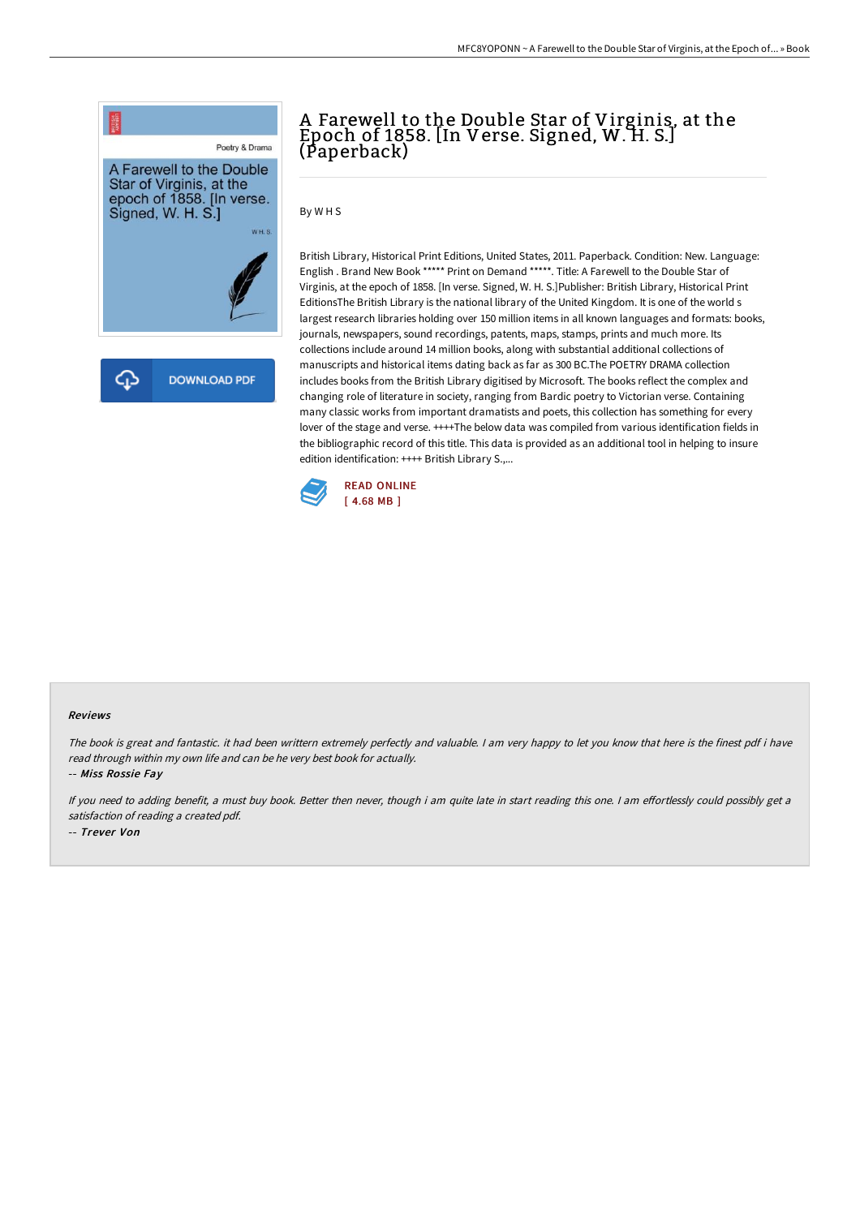# A Farewell to the Double Star of Virginis, at the Epoch of 1858. [In Verse. Signed, W. H. S.] (Paperback)

By W H S

British Library, Historical Print Editions, United States, 2011. Paperback. Condition: New. Language: English . Brand New Book ***** Print on Demand *****. Title: A Farewell to the Double Star of Virginis, at the epoch of 1858. [In verse. Signed, W. H. S.]Publisher: British Library, Historical Print EditionsThe British Library is the national library of the United Kingdom. It is one of the world s largest research libraries holding over 150 million items in all known languages and formats: books, journals, newspapers, sound recordings, patents, maps, stamps, prints and much more. Its collections include around 14 million books, along with substantial additional collections of manuscripts and historical items dating back as far as 300 BC.The POETRY DRAMA collection includes books from the British Library digitised by Microsoft. The books reflect the complex and changing role of literature in society, ranging from Bardic poetry to Victorian verse. Containing many classic works from important dramatists and poets, this collection has something for every lover of the stage and verse. ++++The below data was compiled from various identification fields in the bibliographic record of this title. This data is provided as an additional tool in helping to insure edition identification: ++++ British Library S.,...

READ ONLINE
[ 4.68 MB ]

### Reviews

*The book is great and fantastic. it had been writtern extremely perfectly and valuable. I am very happy to let you know that here is the finest pdf i have read through within my own life and can be he very best book for actually.*

-- *Miss Rossie Fay*

*If you need to adding benefit, a must buy book. Better then never, though i am quite late in start reading this one. I am effortlessly could possibly get a satisfaction of reading a created pdf.*

-- *Trever Von*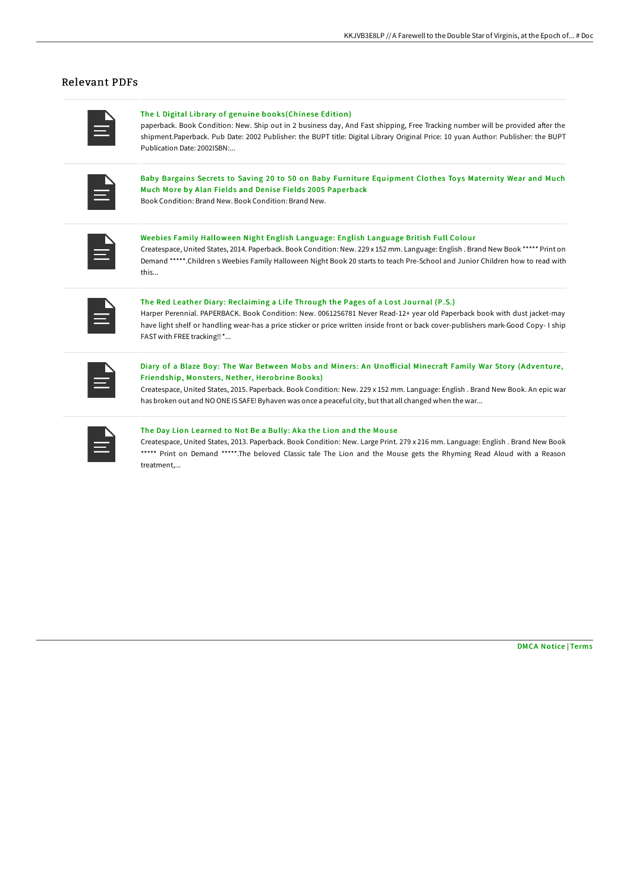## Relevant PDFs

### The L Digital Library of genuine books(Chinese Edition)

paperback. Book Condition: New. Ship out in 2 business day, And Fast shipping, Free Tracking number will be provided after the shipment.Paperback. Pub Date: 2002 Publisher: the BUPT title: Digital Library Original Price: 10 yuan Author: Publisher: the BUPT Publication Date: 2002ISBN:...

### Baby Bargains Secrets to Saving 20 to 50 on Baby Furniture Equipment Clothes Toys Maternity Wear and Much Much More by Alan Fields and Denise Fields 2005 Paperback

Book Condition: Brand New. Book Condition: Brand New.

### Weebies Family Halloween Night English Language: English Language British Full Colour

Createspace, United States, 2014. Paperback. Book Condition: New. 229 x 152 mm. Language: English . Brand New Book ***** Print on Demand *****.Children s Weebies Family Halloween Night Book 20 starts to teach Pre-School and Junior Children how to read with this...

### The Red Leather Diary: Reclaiming a Life Through the Pages of a Lost Journal (P.S.)

Harper Perennial. PAPERBACK. Book Condition: New. 0061256781 Never Read-12+ year old Paperback book with dust jacket-may have light shelf or handling wear-has a price sticker or price written inside front or back cover-publishers mark-Good Copy- I ship FAST with FREE tracking!! *...

### Diary of a Blaze Boy: The War Between Mobs and Miners: An Unofficial Minecraft Family War Story (Adventure, Friendship, Monsters, Nether, Herobrine Books)

Createspace, United States, 2015. Paperback. Book Condition: New. 229 x 152 mm. Language: English . Brand New Book. An epic war has broken out and NO ONE IS SAFE! Byhaven was once a peaceful city, but that all changed when the war...

### The Day Lion Learned to Not Be a Bully: Aka the Lion and the Mouse

Createspace, United States, 2013. Paperback. Book Condition: New. Large Print. 279 x 216 mm. Language: English . Brand New Book ***** Print on Demand *****.The beloved Classic tale The Lion and the Mouse gets the Rhyming Read Aloud with a Reason treatment,...

DMCA Notice | Terms